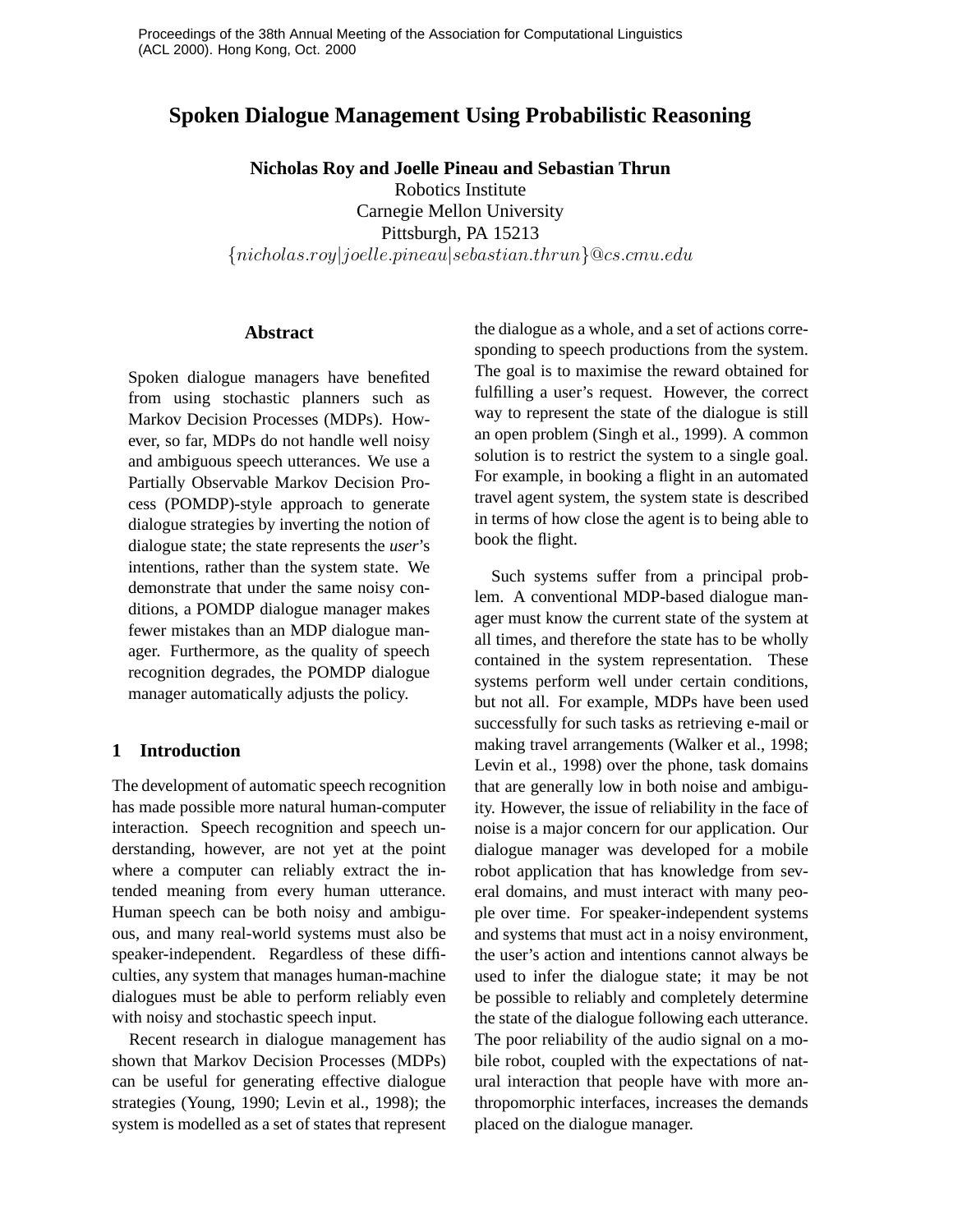Proceedings of the 38th Annual Meeting of the Association for Computational Linguistics (ACL 2000). Hong Kong, Oct. 2000

# Spoken Dialogue Management Using Probabilistic Reasoning

**Nicholas Roy and Joelle Pineau and Sebastian Thrun**
Robotics Institute
Carnegie Mellon University
Pittsburgh, PA 15213
$\{nicholas.roy|joelle.pineau|sebastian.thrun\}$@$cs.cmu.edu$

## Abstract

Spoken dialogue managers have benefited from using stochastic planners such as Markov Decision Processes (MDPs). However, so far, MDPs do not handle well noisy and ambiguous speech utterances. We use a Partially Observable Markov Decision Process (POMDP)-style approach to generate dialogue strategies by inverting the notion of dialogue state; the state represents the *user*'s intentions, rather than the system state. We demonstrate that under the same noisy conditions, a POMDP dialogue manager makes fewer mistakes than an MDP dialogue manager. Furthermore, as the quality of speech recognition degrades, the POMDP dialogue manager automatically adjusts the policy.

## 1 Introduction

The development of automatic speech recognition has made possible more natural human-computer interaction. Speech recognition and speech understanding, however, are not yet at the point where a computer can reliably extract the intended meaning from every human utterance. Human speech can be both noisy and ambiguous, and many real-world systems must also be speaker-independent. Regardless of these difficulties, any system that manages human-machine dialogues must be able to perform reliably even with noisy and stochastic speech input.

Recent research in dialogue management has shown that Markov Decision Processes (MDPs) can be useful for generating effective dialogue strategies (Young, 1990; Levin et al., 1998); the system is modelled as a set of states that represent the dialogue as a whole, and a set of actions corresponding to speech productions from the system. The goal is to maximise the reward obtained for fulfilling a user's request. However, the correct way to represent the state of the dialogue is still an open problem (Singh et al., 1999). A common solution is to restrict the system to a single goal. For example, in booking a flight in an automated travel agent system, the system state is described in terms of how close the agent is to being able to book the flight.

Such systems suffer from a principal problem. A conventional MDP-based dialogue manager must know the current state of the system at all times, and therefore the state has to be wholly contained in the system representation. These systems perform well under certain conditions, but not all. For example, MDPs have been used successfully for such tasks as retrieving e-mail or making travel arrangements (Walker et al., 1998; Levin et al., 1998) over the phone, task domains that are generally low in both noise and ambiguity. However, the issue of reliability in the face of noise is a major concern for our application. Our dialogue manager was developed for a mobile robot application that has knowledge from several domains, and must interact with many people over time. For speaker-independent systems and systems that must act in a noisy environment, the user's action and intentions cannot always be used to infer the dialogue state; it may be not be possible to reliably and completely determine the state of the dialogue following each utterance. The poor reliability of the audio signal on a mobile robot, coupled with the expectations of natural interaction that people have with more anthropomorphic interfaces, increases the demands placed on the dialogue manager.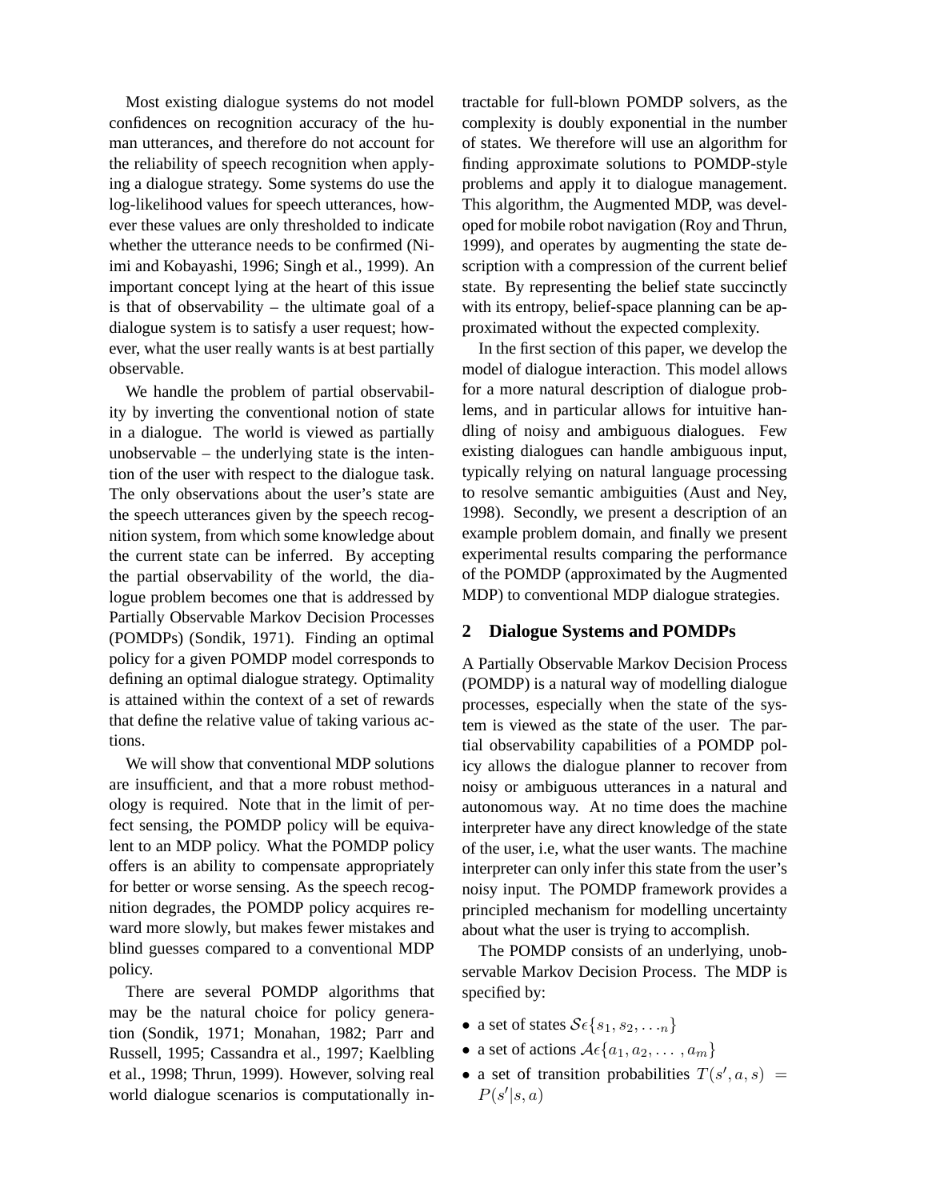Most existing dialogue systems do not model confidences on recognition accuracy of the human utterances, and therefore do not account for the reliability of speech recognition when applying a dialogue strategy. Some systems do use the log-likelihood values for speech utterances, however these values are only thresholded to indicate whether the utterance needs to be confirmed (Niimi and Kobayashi, 1996; Singh et al., 1999). An important concept lying at the heart of this issue is that of observability – the ultimate goal of a dialogue system is to satisfy a user request; however, what the user really wants is at best partially observable.

We handle the problem of partial observability by inverting the conventional notion of state in a dialogue. The world is viewed as partially unobservable – the underlying state is the intention of the user with respect to the dialogue task. The only observations about the user's state are the speech utterances given by the speech recognition system, from which some knowledge about the current state can be inferred. By accepting the partial observability of the world, the dialogue problem becomes one that is addressed by Partially Observable Markov Decision Processes (POMDPs) (Sondik, 1971). Finding an optimal policy for a given POMDP model corresponds to defining an optimal dialogue strategy. Optimality is attained within the context of a set of rewards that define the relative value of taking various actions.

We will show that conventional MDP solutions are insufficient, and that a more robust methodology is required. Note that in the limit of perfect sensing, the POMDP policy will be equivalent to an MDP policy. What the POMDP policy offers is an ability to compensate appropriately for better or worse sensing. As the speech recognition degrades, the POMDP policy acquires reward more slowly, but makes fewer mistakes and blind guesses compared to a conventional MDP policy.

There are several POMDP algorithms that may be the natural choice for policy generation (Sondik, 1971; Monahan, 1982; Parr and Russell, 1995; Cassandra et al., 1997; Kaelbling et al., 1998; Thrun, 1999). However, solving real world dialogue scenarios is computationally intractable for full-blown POMDP solvers, as the complexity is doubly exponential in the number of states. We therefore will use an algorithm for finding approximate solutions to POMDP-style problems and apply it to dialogue management. This algorithm, the Augmented MDP, was developed for mobile robot navigation (Roy and Thrun, 1999), and operates by augmenting the state description with a compression of the current belief state. By representing the belief state succinctly with its entropy, belief-space planning can be approximated without the expected complexity.

In the first section of this paper, we develop the model of dialogue interaction. This model allows for a more natural description of dialogue problems, and in particular allows for intuitive handling of noisy and ambiguous dialogues. Few existing dialogues can handle ambiguous input, typically relying on natural language processing to resolve semantic ambiguities (Aust and Ney, 1998). Secondly, we present a description of an example problem domain, and finally we present experimental results comparing the performance of the POMDP (approximated by the Augmented MDP) to conventional MDP dialogue strategies.

## 2 Dialogue Systems and POMDPs

A Partially Observable Markov Decision Process (POMDP) is a natural way of modelling dialogue processes, especially when the state of the system is viewed as the state of the user. The partial observability capabilities of a POMDP policy allows the dialogue planner to recover from noisy or ambiguous utterances in a natural and autonomous way. At no time does the machine interpreter have any direct knowledge of the state of the user, i.e, what the user wants. The machine interpreter can only infer this state from the user's noisy input. The POMDP framework provides a principled mechanism for modelling uncertainty about what the user is trying to accomplish.

The POMDP consists of an underlying, unobservable Markov Decision Process. The MDP is specified by:

- a set of states $\mathcal{S}\epsilon\{s_1, s_2, \ldots_n\}$
- a set of actions $\mathcal{A}\epsilon\{a_1, a_2, \ldots, a_m\}$
- a set of transition probabilities $T(s', a, s) = P(s'|s, a)$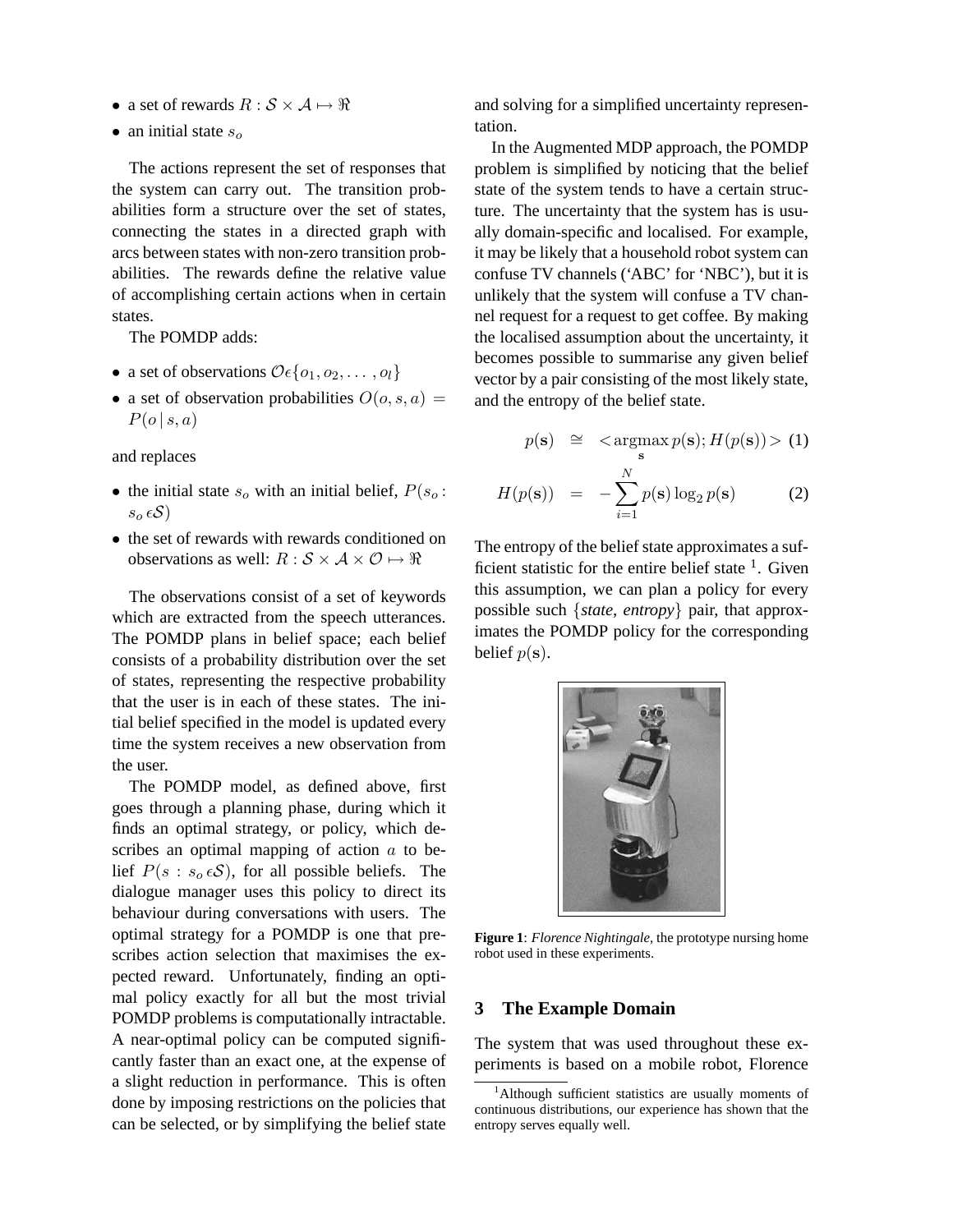- a set of rewards $R : \mathcal{S} \times \mathcal{A} \mapsto \Re$
- an initial state $s_o$

The actions represent the set of responses that the system can carry out. The transition probabilities form a structure over the set of states, connecting the states in a directed graph with arcs between states with non-zero transition probabilities. The rewards define the relative value of accomplishing certain actions when in certain states.

The POMDP adds:

- a set of observations $\mathcal{O} \epsilon \{o_1, o_2, \ldots, o_l\}$
- a set of observation probabilities $O(o, s, a) = P(o \mid s, a)$

and replaces

- the initial state $s_o$ with an initial belief, $P(s_o : s_o \, \epsilon \mathcal{S})$
- the set of rewards with rewards conditioned on observations as well: $R : \mathcal{S} \times \mathcal{A} \times \mathcal{O} \mapsto \Re$

The observations consist of a set of keywords which are extracted from the speech utterances. The POMDP plans in belief space; each belief consists of a probability distribution over the set of states, representing the respective probability that the user is in each of these states. The initial belief specified in the model is updated every time the system receives a new observation from the user.

The POMDP model, as defined above, first goes through a planning phase, during which it finds an optimal strategy, or policy, which describes an optimal mapping of action $a$ to belief $P(s : s_o \, \epsilon \mathcal{S})$, for all possible beliefs. The dialogue manager uses this policy to direct its behaviour during conversations with users. The optimal strategy for a POMDP is one that prescribes action selection that maximises the expected reward. Unfortunately, finding an optimal policy exactly for all but the most trivial POMDP problems is computationally intractable. A near-optimal policy can be computed significantly faster than an exact one, at the expense of a slight reduction in performance. This is often done by imposing restrictions on the policies that can be selected, or by simplifying the belief state and solving for a simplified uncertainty representation.

In the Augmented MDP approach, the POMDP problem is simplified by noticing that the belief state of the system tends to have a certain structure. The uncertainty that the system has is usually domain-specific and localised. For example, it may be likely that a household robot system can confuse TV channels ('ABC' for 'NBC'), but it is unlikely that the system will confuse a TV channel request for a request to get coffee. By making the localised assumption about the uncertainty, it becomes possible to summarise any given belief vector by a pair consisting of the most likely state, and the entropy of the belief state.

$$p(\mathbf{s}) \cong \; < \underset{\mathbf{s}}{\operatorname{argmax}} \, p(\mathbf{s}); H(p(\mathbf{s})) > \quad (1)$$

$$H(p(\mathbf{s})) = -\sum_{i=1}^{N} p(\mathbf{s}) \log_2 p(\mathbf{s}) \quad (2)$$

The entropy of the belief state approximates a sufficient statistic for the entire belief state [1]. Given this assumption, we can plan a policy for every possible such $\{$*state, entropy*$\}$ pair, that approximates the POMDP policy for the corresponding belief $p(\mathbf{s})$.

**Figure 1**: *Florence Nightingale*, the prototype nursing home robot used in these experiments.

## 3 The Example Domain

The system that was used throughout these experiments is based on a mobile robot, Florence

[1] Although sufficient statistics are usually moments of continuous distributions, our experience has shown that the entropy serves equally well.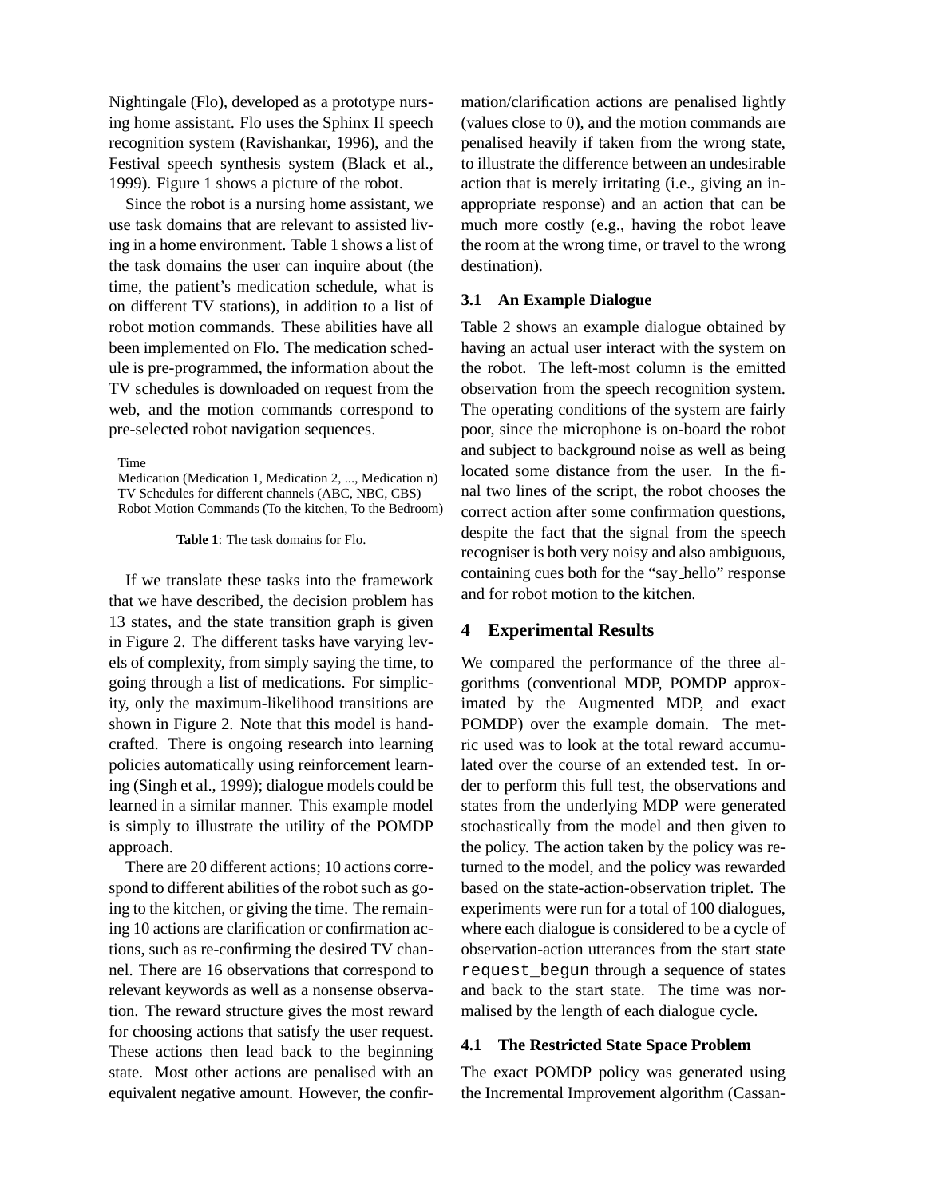Nightingale (Flo), developed as a prototype nursing home assistant. Flo uses the Sphinx II speech recognition system (Ravishankar, 1996), and the Festival speech synthesis system (Black et al., 1999). Figure 1 shows a picture of the robot.

Since the robot is a nursing home assistant, we use task domains that are relevant to assisted living in a home environment. Table 1 shows a list of the task domains the user can inquire about (the time, the patient's medication schedule, what is on different TV stations), in addition to a list of robot motion commands. These abilities have all been implemented on Flo. The medication schedule is pre-programmed, the information about the TV schedules is downloaded on request from the web, and the motion commands correspond to pre-selected robot navigation sequences.

| |
|---|
| Time |
| Medication (Medication 1, Medication 2, ..., Medication n) |
| TV Schedules for different channels (ABC, NBC, CBS) |
| Robot Motion Commands (To the kitchen, To the Bedroom) |

**Table 1**: The task domains for Flo.

If we translate these tasks into the framework that we have described, the decision problem has 13 states, and the state transition graph is given in Figure 2. The different tasks have varying levels of complexity, from simply saying the time, to going through a list of medications. For simplicity, only the maximum-likelihood transitions are shown in Figure 2. Note that this model is handcrafted. There is ongoing research into learning policies automatically using reinforcement learning (Singh et al., 1999); dialogue models could be learned in a similar manner. This example model is simply to illustrate the utility of the POMDP approach.

There are 20 different actions; 10 actions correspond to different abilities of the robot such as going to the kitchen, or giving the time. The remaining 10 actions are clarification or confirmation actions, such as re-confirming the desired TV channel. There are 16 observations that correspond to relevant keywords as well as a nonsense observation. The reward structure gives the most reward for choosing actions that satisfy the user request. These actions then lead back to the beginning state. Most other actions are penalised with an equivalent negative amount. However, the confirmation/clarification actions are penalised lightly (values close to 0), and the motion commands are penalised heavily if taken from the wrong state, to illustrate the difference between an undesirable action that is merely irritating (i.e., giving an inappropriate response) and an action that can be much more costly (e.g., having the robot leave the room at the wrong time, or travel to the wrong destination).

### 3.1 An Example Dialogue

Table 2 shows an example dialogue obtained by having an actual user interact with the system on the robot. The left-most column is the emitted observation from the speech recognition system. The operating conditions of the system are fairly poor, since the microphone is on-board the robot and subject to background noise as well as being located some distance from the user. In the final two lines of the script, the robot chooses the correct action after some confirmation questions, despite the fact that the signal from the speech recogniser is both very noisy and also ambiguous, containing cues both for the "say_hello" response and for robot motion to the kitchen.

## 4 Experimental Results

We compared the performance of the three algorithms (conventional MDP, POMDP approximated by the Augmented MDP, and exact POMDP) over the example domain. The metric used was to look at the total reward accumulated over the course of an extended test. In order to perform this full test, the observations and states from the underlying MDP were generated stochastically from the model and then given to the policy. The action taken by the policy was returned to the model, and the policy was rewarded based on the state-action-observation triplet. The experiments were run for a total of 100 dialogues, where each dialogue is considered to be a cycle of observation-action utterances from the start state `request_begun` through a sequence of states and back to the start state. The time was normalised by the length of each dialogue cycle.

### 4.1 The Restricted State Space Problem

The exact POMDP policy was generated using the Incremental Improvement algorithm (Cassan-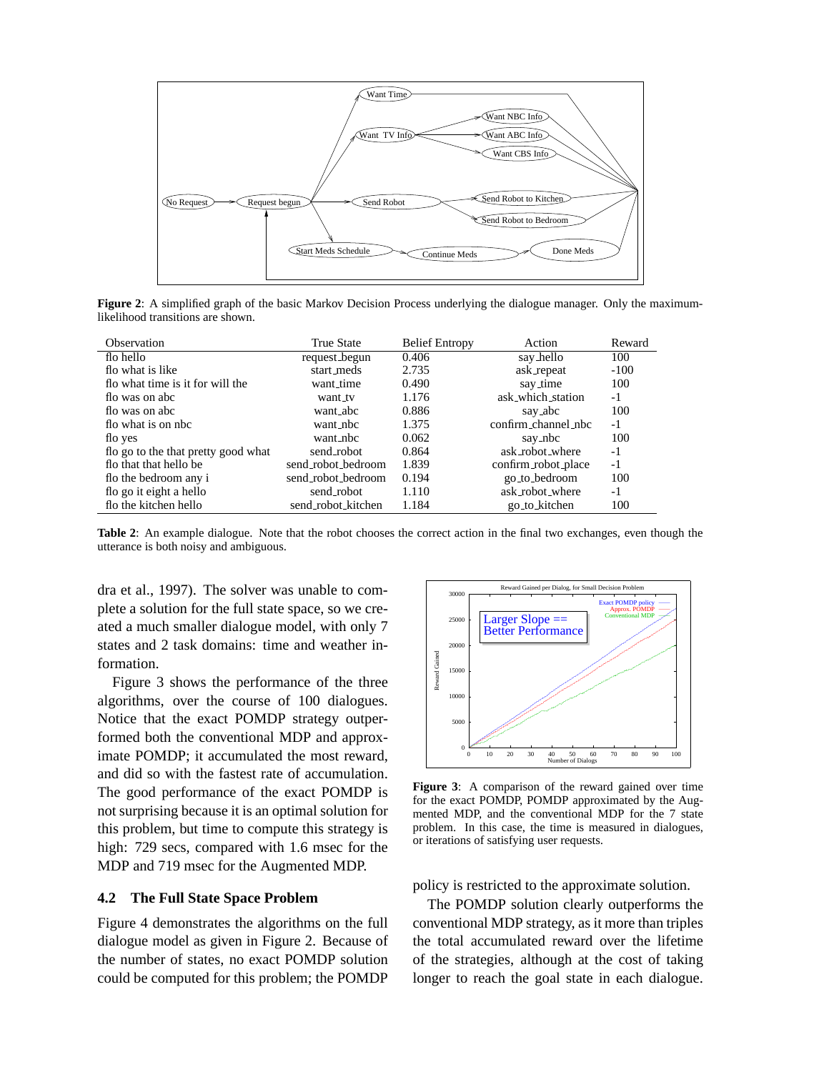**Figure 2**: A simplified graph of the basic Markov Decision Process underlying the dialogue manager. Only the maximum-likelihood transitions are shown.

| Observation | True State | Belief Entropy | Action | Reward |
|---|---|---|---|---|
| flo hello | request_begun | 0.406 | say_hello | 100 |
| flo what is like | start_meds | 2.735 | ask_repeat | -100 |
| flo what time is it for will the | want_time | 0.490 | say_time | 100 |
| flo was on abc | want_tv | 1.176 | ask_which_station | -1 |
| flo was on abc | want_abc | 0.886 | say_abc | 100 |
| flo what is on nbc | want_nbc | 1.375 | confirm_channel_nbc | -1 |
| flo yes | want_nbc | 0.062 | say_nbc | 100 |
| flo go to the that pretty good what | send_robot | 0.864 | ask_robot_where | -1 |
| flo that that hello be | send_robot_bedroom | 1.839 | confirm_robot_place | -1 |
| flo the bedroom any i | send_robot_bedroom | 0.194 | go_to_bedroom | 100 |
| flo go it eight a hello | send_robot | 1.110 | ask_robot_where | -1 |
| flo the kitchen hello | send_robot_kitchen | 1.184 | go_to_kitchen | 100 |

**Table 2**: An example dialogue. Note that the robot chooses the correct action in the final two exchanges, even though the utterance is both noisy and ambiguous.

dra et al., 1997). The solver was unable to complete a solution for the full state space, so we created a much smaller dialogue model, with only 7 states and 2 task domains: time and weather information.

Figure 3 shows the performance of the three algorithms, over the course of 100 dialogues. Notice that the exact POMDP strategy outperformed both the conventional MDP and approximate POMDP; it accumulated the most reward, and did so with the fastest rate of accumulation. The good performance of the exact POMDP is not surprising because it is an optimal solution for this problem, but time to compute this strategy is high: 729 secs, compared with 1.6 msec for the MDP and 719 msec for the Augmented MDP.

**Figure 3**: A comparison of the reward gained over time for the exact POMDP, POMDP approximated by the Augmented MDP, and the conventional MDP for the 7 state problem. In this case, the time is measured in dialogues, or iterations of satisfying user requests.

## 4.2 The Full State Space Problem

Figure 4 demonstrates the algorithms on the full dialogue model as given in Figure 2. Because of the number of states, no exact POMDP solution could be computed for this problem; the POMDP policy is restricted to the approximate solution.

The POMDP solution clearly outperforms the conventional MDP strategy, as it more than triples the total accumulated reward over the lifetime of the strategies, although at the cost of taking longer to reach the goal state in each dialogue.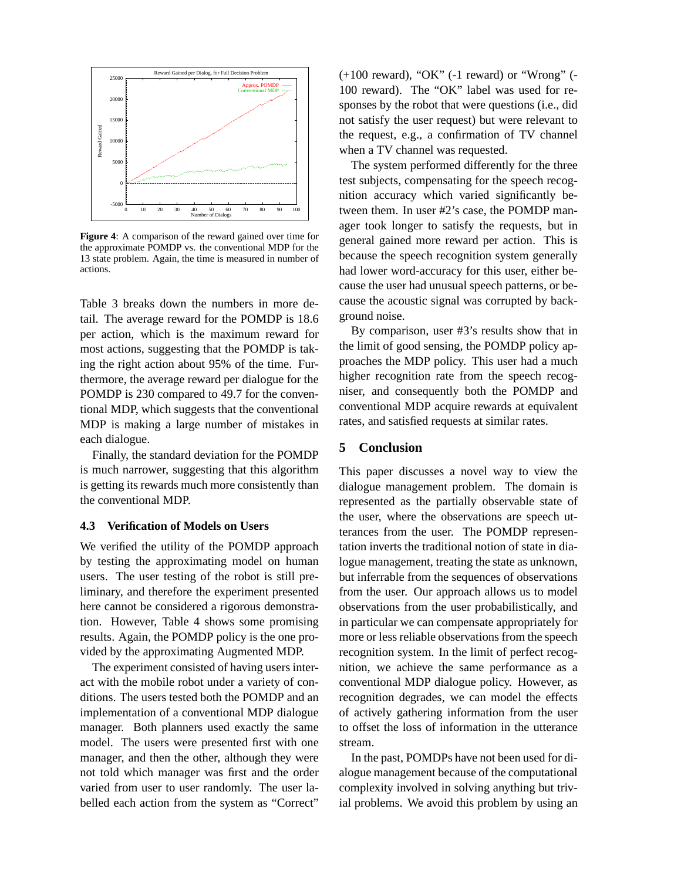Reward Gained per Dialog, for Full Decision Problem

Approx. POMDP
Conventional MDP

25000
20000
15000
10000
5000
0
-5000

Reward Gained

0 10 20 30 40 50 60 70 80 90 100

Number of Dialogs

**Figure 4**: A comparison of the reward gained over time for the approximate POMDP vs. the conventional MDP for the 13 state problem. Again, the time is measured in number of actions.

Table 3 breaks down the numbers in more detail. The average reward for the POMDP is 18.6 per action, which is the maximum reward for most actions, suggesting that the POMDP is taking the right action about 95% of the time. Furthermore, the average reward per dialogue for the POMDP is 230 compared to 49.7 for the conventional MDP, which suggests that the conventional MDP is making a large number of mistakes in each dialogue.

Finally, the standard deviation for the POMDP is much narrower, suggesting that this algorithm is getting its rewards much more consistently than the conventional MDP.

### 4.3 Verification of Models on Users

We verified the utility of the POMDP approach by testing the approximating model on human users. The user testing of the robot is still preliminary, and therefore the experiment presented here cannot be considered a rigorous demonstration. However, Table 4 shows some promising results. Again, the POMDP policy is the one provided by the approximating Augmented MDP.

The experiment consisted of having users interact with the mobile robot under a variety of conditions. The users tested both the POMDP and an implementation of a conventional MDP dialogue manager. Both planners used exactly the same model. The users were presented first with one manager, and then the other, although they were not told which manager was first and the order varied from user to user randomly. The user labelled each action from the system as "Correct" (+100 reward), "OK" (-1 reward) or "Wrong" (-100 reward). The "OK" label was used for responses by the robot that were questions (i.e., did not satisfy the user request) but were relevant to the request, e.g., a confirmation of TV channel when a TV channel was requested.

The system performed differently for the three test subjects, compensating for the speech recognition accuracy which varied significantly between them. In user #2's case, the POMDP manager took longer to satisfy the requests, but in general gained more reward per action. This is because the speech recognition system generally had lower word-accuracy for this user, either because the user had unusual speech patterns, or because the acoustic signal was corrupted by background noise.

By comparison, user #3's results show that in the limit of good sensing, the POMDP policy approaches the MDP policy. This user had a much higher recognition rate from the speech recogniser, and consequently both the POMDP and conventional MDP acquire rewards at equivalent rates, and satisfied requests at similar rates.

## 5 Conclusion

This paper discusses a novel way to view the dialogue management problem. The domain is represented as the partially observable state of the user, where the observations are speech utterances from the user. The POMDP representation inverts the traditional notion of state in dialogue management, treating the state as unknown, but inferrable from the sequences of observations from the user. Our approach allows us to model observations from the user probabilistically, and in particular we can compensate appropriately for more or less reliable observations from the speech recognition system. In the limit of perfect recognition, we achieve the same performance as a conventional MDP dialogue policy. However, as recognition degrades, we can model the effects of actively gathering information from the user to offset the loss of information in the utterance stream.

In the past, POMDPs have not been used for dialogue management because of the computational complexity involved in solving anything but trivial problems. We avoid this problem by using an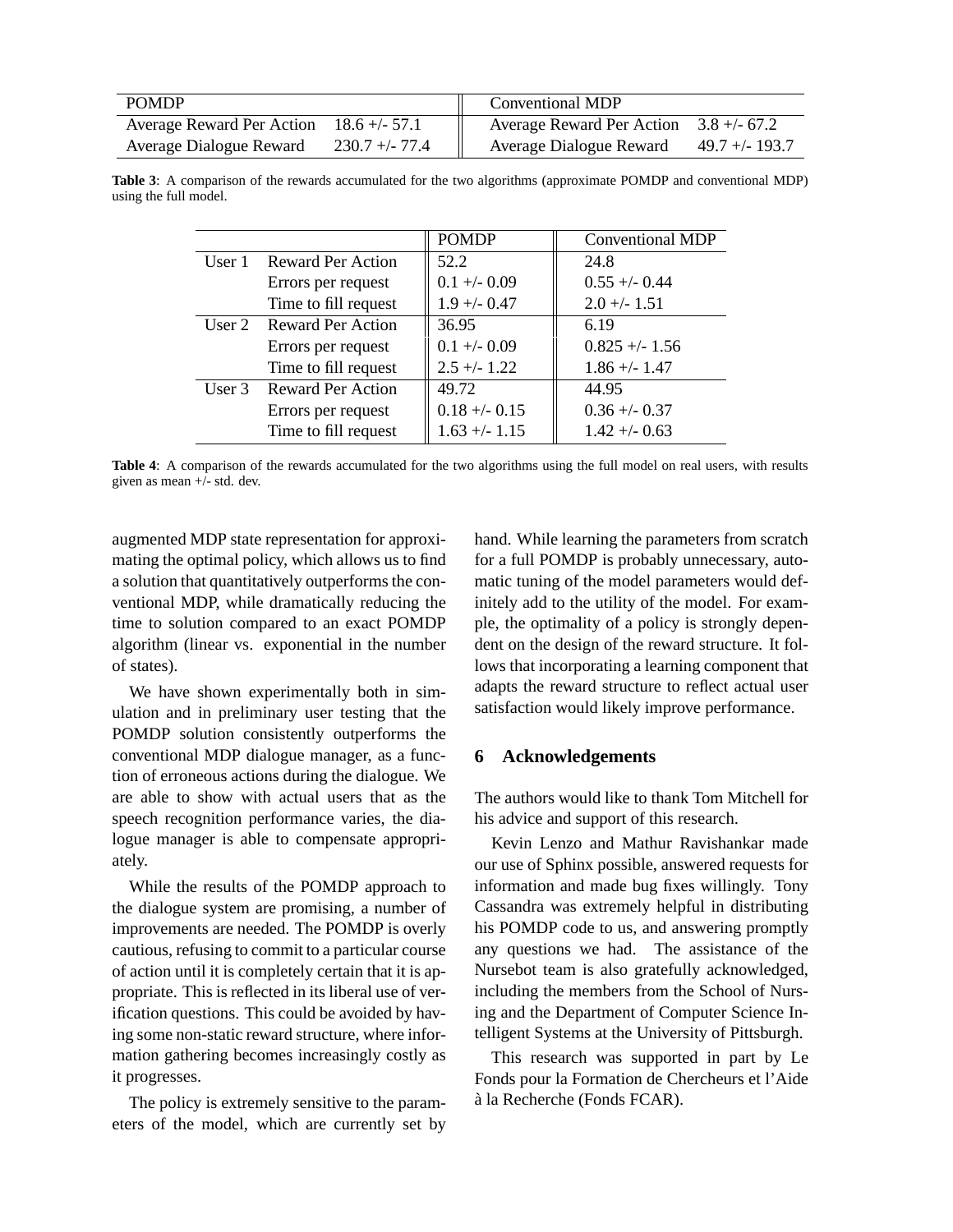| POMDP | | Conventional MDP | |
|---|---|---|---|
| Average Reward Per Action | 18.6 +/- 57.1 | Average Reward Per Action | 3.8 +/- 67.2 |
| Average Dialogue Reward | 230.7 +/- 77.4 | Average Dialogue Reward | 49.7 +/- 193.7 |

**Table 3**: A comparison of the rewards accumulated for the two algorithms (approximate POMDP and conventional MDP) using the full model.

| | | POMDP | Conventional MDP |
|---|---|---|---|
| User 1 | Reward Per Action | 52.2 | 24.8 |
| | Errors per request | 0.1 +/- 0.09 | 0.55 +/- 0.44 |
| | Time to fill request | 1.9 +/- 0.47 | 2.0 +/- 1.51 |
| User 2 | Reward Per Action | 36.95 | 6.19 |
| | Errors per request | 0.1 +/- 0.09 | 0.825 +/- 1.56 |
| | Time to fill request | 2.5 +/- 1.22 | 1.86 +/- 1.47 |
| User 3 | Reward Per Action | 49.72 | 44.95 |
| | Errors per request | 0.18 +/- 0.15 | 0.36 +/- 0.37 |
| | Time to fill request | 1.63 +/- 1.15 | 1.42 +/- 0.63 |

**Table 4**: A comparison of the rewards accumulated for the two algorithms using the full model on real users, with results given as mean +/- std. dev.

augmented MDP state representation for approximating the optimal policy, which allows us to find a solution that quantitatively outperforms the conventional MDP, while dramatically reducing the time to solution compared to an exact POMDP algorithm (linear vs. exponential in the number of states).

We have shown experimentally both in simulation and in preliminary user testing that the POMDP solution consistently outperforms the conventional MDP dialogue manager, as a function of erroneous actions during the dialogue. We are able to show with actual users that as the speech recognition performance varies, the dialogue manager is able to compensate appropriately.

While the results of the POMDP approach to the dialogue system are promising, a number of improvements are needed. The POMDP is overly cautious, refusing to commit to a particular course of action until it is completely certain that it is appropriate. This is reflected in its liberal use of verification questions. This could be avoided by having some non-static reward structure, where information gathering becomes increasingly costly as it progresses.

The policy is extremely sensitive to the parameters of the model, which are currently set by hand. While learning the parameters from scratch for a full POMDP is probably unnecessary, automatic tuning of the model parameters would definitely add to the utility of the model. For example, the optimality of a policy is strongly dependent on the design of the reward structure. It follows that incorporating a learning component that adapts the reward structure to reflect actual user satisfaction would likely improve performance.

## 6 Acknowledgements

The authors would like to thank Tom Mitchell for his advice and support of this research.

Kevin Lenzo and Mathur Ravishankar made our use of Sphinx possible, answered requests for information and made bug fixes willingly. Tony Cassandra was extremely helpful in distributing his POMDP code to us, and answering promptly any questions we had. The assistance of the Nursebot team is also gratefully acknowledged, including the members from the School of Nursing and the Department of Computer Science Intelligent Systems at the University of Pittsburgh.

This research was supported in part by Le Fonds pour la Formation de Chercheurs et l'Aide à la Recherche (Fonds FCAR).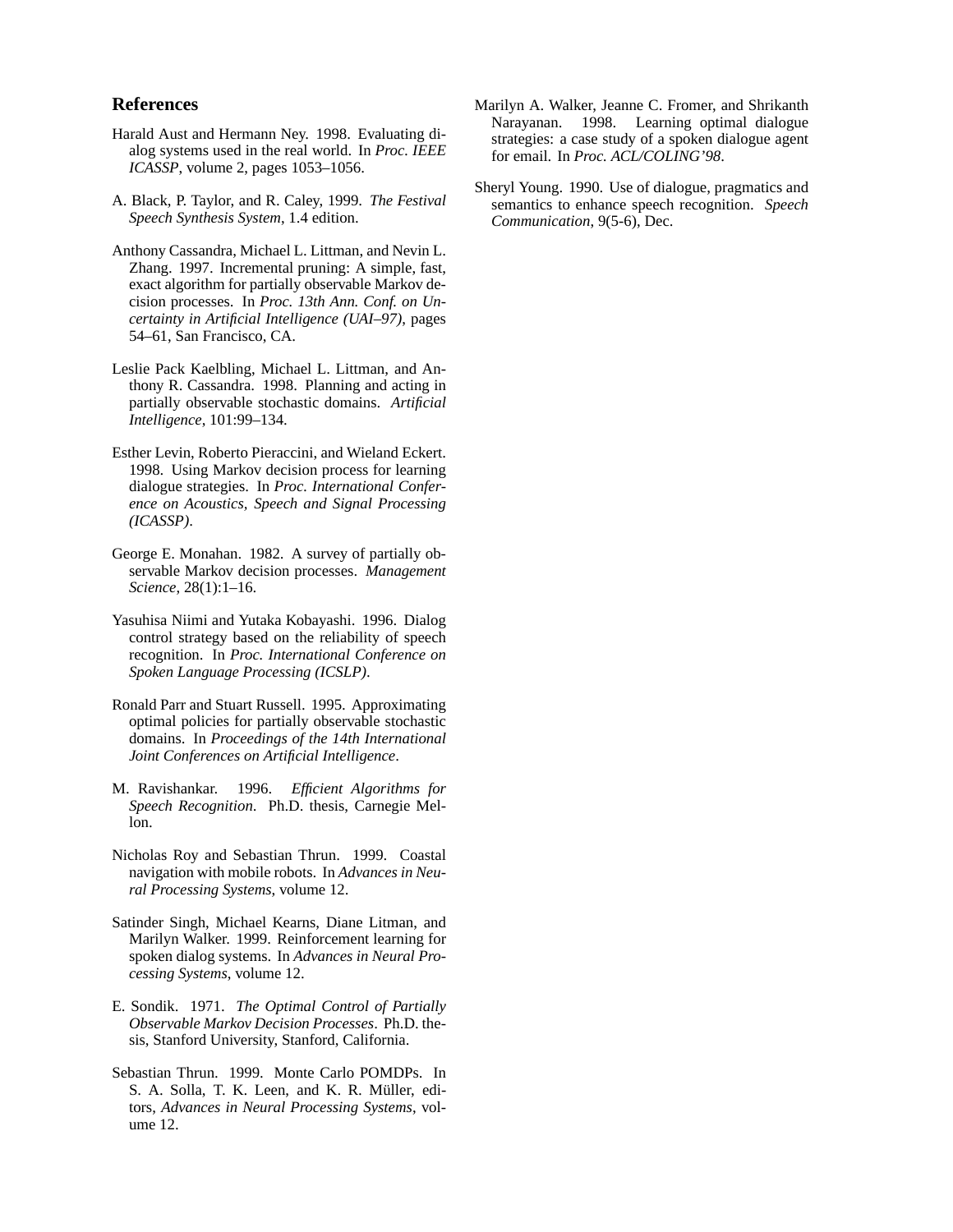## References

Harald Aust and Hermann Ney. 1998. Evaluating dialog systems used in the real world. In *Proc. IEEE ICASSP*, volume 2, pages 1053–1056.

A. Black, P. Taylor, and R. Caley, 1999. *The Festival Speech Synthesis System*, 1.4 edition.

Anthony Cassandra, Michael L. Littman, and Nevin L. Zhang. 1997. Incremental pruning: A simple, fast, exact algorithm for partially observable Markov decision processes. In *Proc. 13th Ann. Conf. on Uncertainty in Artificial Intelligence (UAI–97)*, pages 54–61, San Francisco, CA.

Leslie Pack Kaelbling, Michael L. Littman, and Anthony R. Cassandra. 1998. Planning and acting in partially observable stochastic domains. *Artificial Intelligence*, 101:99–134.

Esther Levin, Roberto Pieraccini, and Wieland Eckert. 1998. Using Markov decision process for learning dialogue strategies. In *Proc. International Conference on Acoustics, Speech and Signal Processing (ICASSP)*.

George E. Monahan. 1982. A survey of partially observable Markov decision processes. *Management Science*, 28(1):1–16.

Yasuhisa Niimi and Yutaka Kobayashi. 1996. Dialog control strategy based on the reliability of speech recognition. In *Proc. International Conference on Spoken Language Processing (ICSLP)*.

Ronald Parr and Stuart Russell. 1995. Approximating optimal policies for partially observable stochastic domains. In *Proceedings of the 14th International Joint Conferences on Artificial Intelligence*.

M. Ravishankar. 1996. *Efficient Algorithms for Speech Recognition*. Ph.D. thesis, Carnegie Mellon.

Nicholas Roy and Sebastian Thrun. 1999. Coastal navigation with mobile robots. In *Advances in Neural Processing Systems*, volume 12.

Satinder Singh, Michael Kearns, Diane Litman, and Marilyn Walker. 1999. Reinforcement learning for spoken dialog systems. In *Advances in Neural Processing Systems*, volume 12.

E. Sondik. 1971. *The Optimal Control of Partially Observable Markov Decision Processes*. Ph.D. thesis, Stanford University, Stanford, California.

Sebastian Thrun. 1999. Monte Carlo POMDPs. In S. A. Solla, T. K. Leen, and K. R. Müller, editors, *Advances in Neural Processing Systems*, volume 12.

Marilyn A. Walker, Jeanne C. Fromer, and Shrikanth Narayanan. 1998. Learning optimal dialogue strategies: a case study of a spoken dialogue agent for email. In *Proc. ACL/COLING'98*.

Sheryl Young. 1990. Use of dialogue, pragmatics and semantics to enhance speech recognition. *Speech Communication*, 9(5-6), Dec.